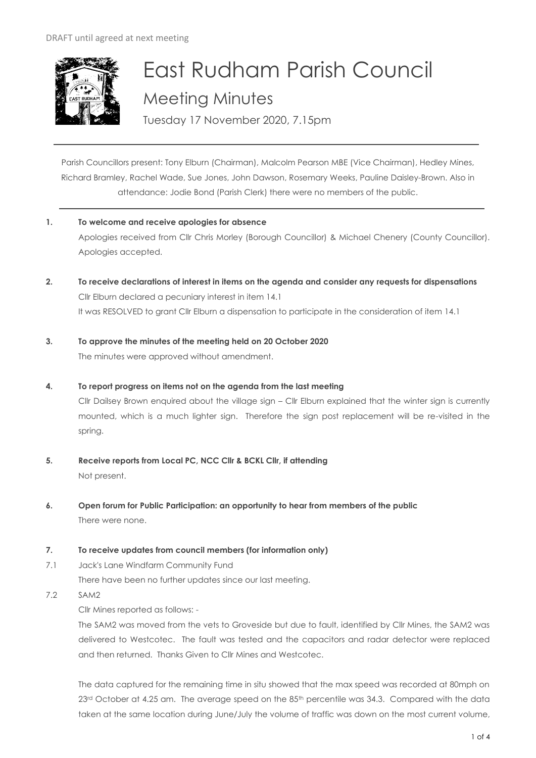DRAFT until agreed at next meeting

# East Rudham Parish Council

## Meeting Minutes

Tuesday 17 November 2020, 7.15pm

Parish Councillors present: Tony Elburn (Chairman), Malcolm Pearson MBE (Vice Chairman), Hedley Mines, Richard Bramley, Rachel Wade, Sue Jones, John Dawson, Rosemary Weeks, Pauline Daisley-Brown. Also in attendance: Jodie Bond (Parish Clerk) there were no members of the public.

**1. To welcome and receive apologies for absence**

Apologies received from Cllr Chris Morley (Borough Councillor) & Michael Chenery (County Councillor). Apologies accepted.

**2. To receive declarations of interest in items on the agenda and consider any requests for dispensations**

Cllr Elburn declared a pecuniary interest in item 14.1

It was RESOLVED to grant Cllr Elburn a dispensation to participate in the consideration of item 14.1

**3. To approve the minutes of the meeting held on 20 October 2020**

The minutes were approved without amendment.

**4. To report progress on items not on the agenda from the last meeting**

Cllr Dailsey Brown enquired about the village sign – Cllr Elburn explained that the winter sign is currently mounted, which is a much lighter sign. Therefore the sign post replacement will be re-visited in the spring.

**5. Receive reports from Local PC, NCC Cllr & BCKL Cllr, if attending**

Not present.

**6. Open forum for Public Participation: an opportunity to hear from members of the public**

There were none.

**7. To receive updates from council members (for information only)**

7.1 Jack's Lane Windfarm Community Fund

There have been no further updates since our last meeting.

7.2 SAM2

Cllr Mines reported as follows: -

The SAM2 was moved from the vets to Groveside but due to fault, identified by Cllr Mines, the SAM2 was delivered to Westcotec. The fault was tested and the capacitors and radar detector were replaced and then returned. Thanks Given to Cllr Mines and Westcotec.

The data captured for the remaining time in situ showed that the max speed was recorded at 80mph on 23rd October at 4.25 am. The average speed on the 85th percentile was 34.3. Compared with the data taken at the same location during June/July the volume of traffic was down on the most current volume,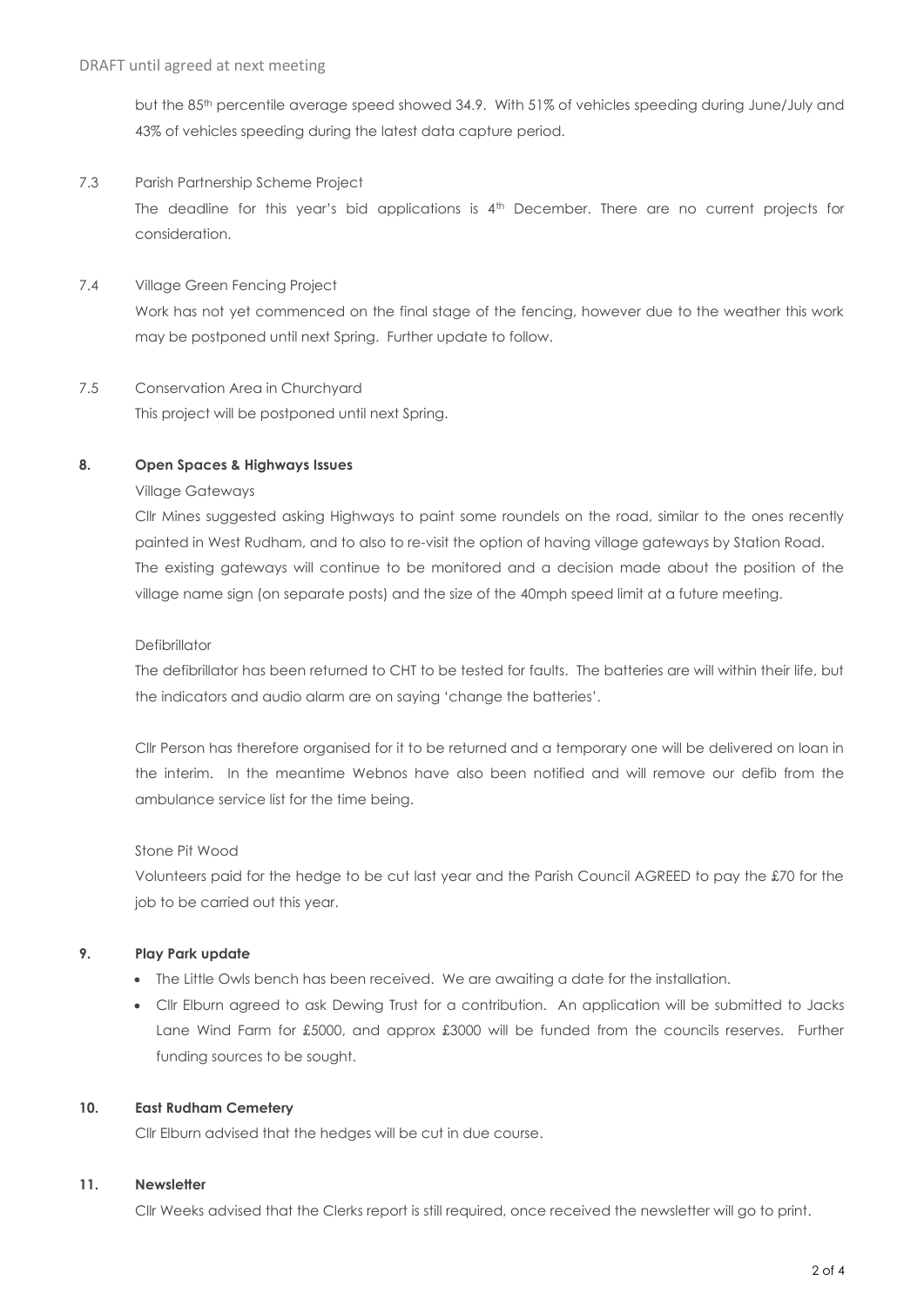but the 85th percentile average speed showed 34.9. With 51% of vehicles speeding during June/July and 43% of vehicles speeding during the latest data capture period.

7.3 Parish Partnership Scheme Project

The deadline for this year's bid applications is 4th December. There are no current projects for consideration.

7.4 Village Green Fencing Project

Work has not yet commenced on the final stage of the fencing, however due to the weather this work may be postponed until next Spring. Further update to follow.

7.5 Conservation Area in Churchyard

This project will be postponed until next Spring.

**8. Open Spaces & Highways Issues**

Village Gateways

Cllr Mines suggested asking Highways to paint some roundels on the road, similar to the ones recently painted in West Rudham, and to also to re-visit the option of having village gateways by Station Road. The existing gateways will continue to be monitored and a decision made about the position of the village name sign (on separate posts) and the size of the 40mph speed limit at a future meeting.

Defibrillator

The defibrillator has been returned to CHT to be tested for faults. The batteries are will within their life, but the indicators and audio alarm are on saying 'change the batteries'.

Cllr Person has therefore organised for it to be returned and a temporary one will be delivered on loan in the interim. In the meantime Webnos have also been notified and will remove our defib from the ambulance service list for the time being.

Stone Pit Wood

Volunteers paid for the hedge to be cut last year and the Parish Council AGREED to pay the £70 for the job to be carried out this year.

**9. Play Park update**

- The Little Owls bench has been received. We are awaiting a date for the installation.
- Cllr Elburn agreed to ask Dewing Trust for a contribution. An application will be submitted to Jacks Lane Wind Farm for £5000, and approx £3000 will be funded from the councils reserves. Further funding sources to be sought.

**10. East Rudham Cemetery**

Cllr Elburn advised that the hedges will be cut in due course.

**11. Newsletter**

Cllr Weeks advised that the Clerks report is still required, once received the newsletter will go to print.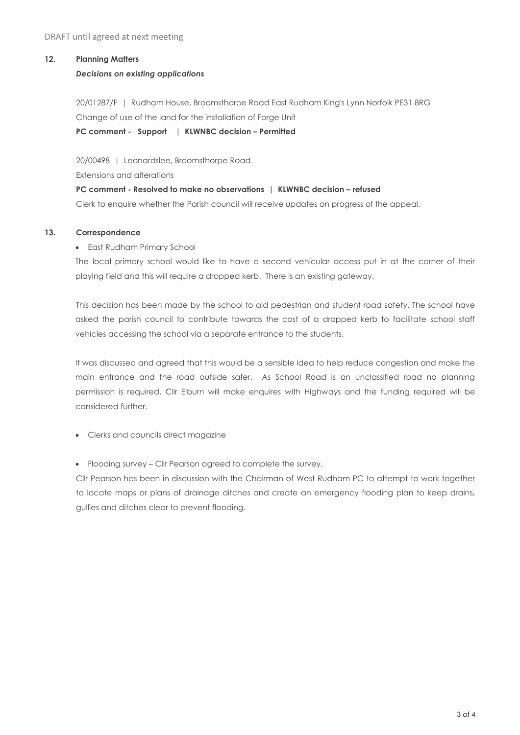DRAFT until agreed at next meeting

## 12. Planning Matters

***Decisions on existing applications***

20/01287/F | Rudham House, Broomsthorpe Road East Rudham King's Lynn Norfolk PE31 8RG

Change of use of the land for the installation of Forge Unit

**PC comment - Support | KLWNBC decision – Permitted**

20/00498 | Leonardslee, Broomsthorpe Road

Extensions and alterations

**PC comment - Resolved to make no observations | KLWNBC decision – refused**

Clerk to enquire whether the Parish council will receive updates on progress of the appeal.

## 13. Correspondence

- East Rudham Primary School

The local primary school would like to have a second vehicular access put in at the corner of their playing field and this will require a dropped kerb. There is an existing gateway.

This decision has been made by the school to aid pedestrian and student road safety. The school have asked the parish council to contribute towards the cost of a dropped kerb to facilitate school staff vehicles accessing the school via a separate entrance to the students.

It was discussed and agreed that this would be a sensible idea to help reduce congestion and make the main entrance and the road outside safer. As School Road is an unclassified road no planning permission is required. Cllr Elburn will make enquires with Highways and the funding required will be considered further.

- Clerks and councils direct magazine

- Flooding survey – Cllr Pearson agreed to complete the survey.

Cllr Pearson has been in discussion with the Chairman of West Rudham PC to attempt to work together to locate maps or plans of drainage ditches and create an emergency flooding plan to keep drains, gullies and ditches clear to prevent flooding.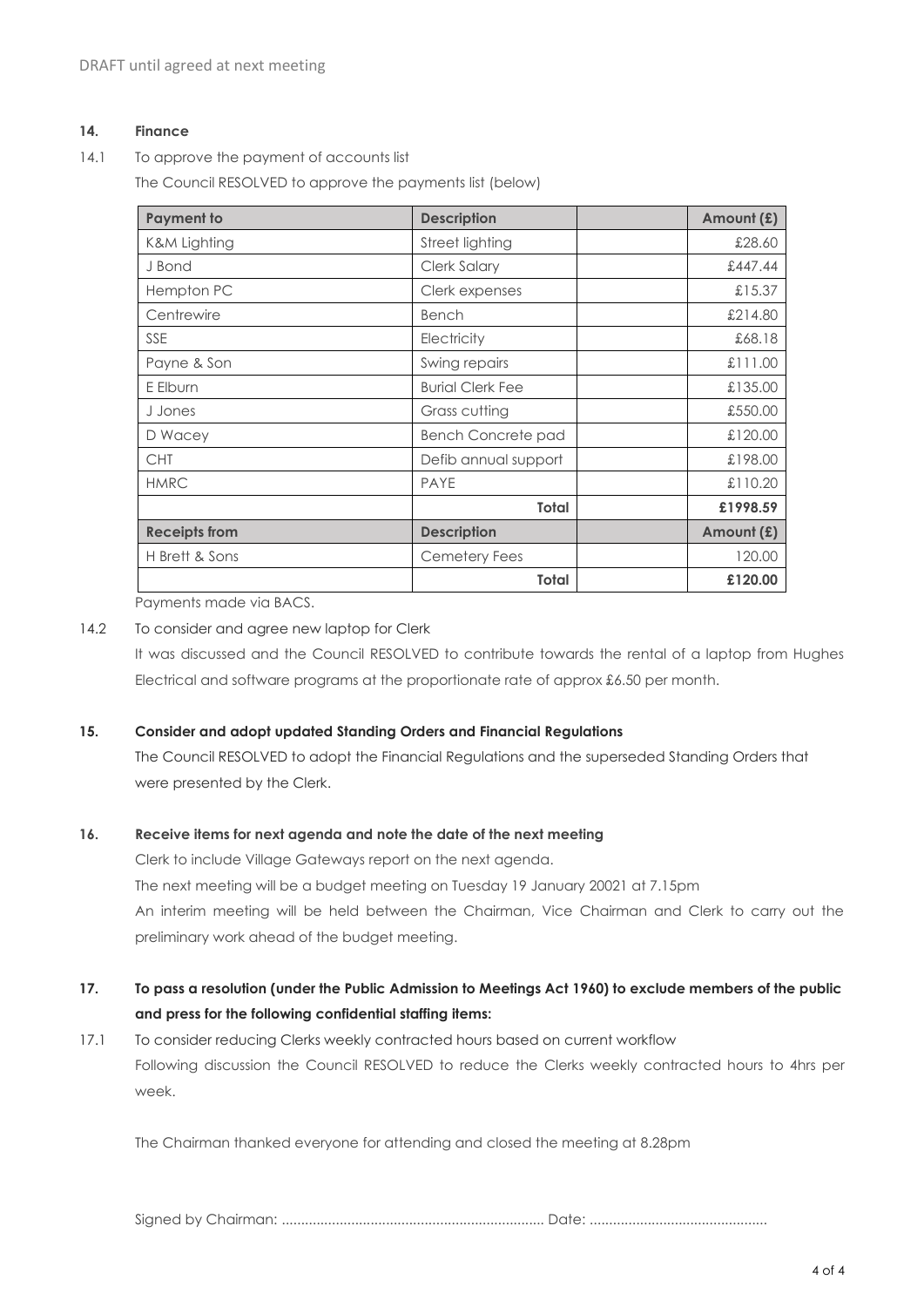DRAFT until agreed at next meeting

**14. Finance**

14.1 To approve the payment of accounts list

The Council RESOLVED to approve the payments list (below)

| Payment to | Description | | Amount (£) |
|---|---|---|---|
| K&M Lighting | Street lighting | | £28.60 |
| J Bond | Clerk Salary | | £447.44 |
| Hempton PC | Clerk expenses | | £15.37 |
| Centrewire | Bench | | £214.80 |
| SSE | Electricity | | £68.18 |
| Payne & Son | Swing repairs | | £111.00 |
| E Elburn | Burial Clerk Fee | | £135.00 |
| J Jones | Grass cutting | | £550.00 |
| D Wacey | Bench Concrete pad | | £120.00 |
| CHT | Defib annual support | | £198.00 |
| HMRC | PAYE | | £110.20 |
| | **Total** | | **£1998.59** |
| **Receipts from** | **Description** | | **Amount (£)** |
| H Brett & Sons | Cemetery Fees | | 120.00 |
| | **Total** | | **£120.00** |

Payments made via BACS.

14.2 To consider and agree new laptop for Clerk

It was discussed and the Council RESOLVED to contribute towards the rental of a laptop from Hughes Electrical and software programs at the proportionate rate of approx £6.50 per month.

**15. Consider and adopt updated Standing Orders and Financial Regulations**

The Council RESOLVED to adopt the Financial Regulations and the superseded Standing Orders that were presented by the Clerk.

**16. Receive items for next agenda and note the date of the next meeting**

Clerk to include Village Gateways report on the next agenda.

The next meeting will be a budget meeting on Tuesday 19 January 20021 at 7.15pm

An interim meeting will be held between the Chairman, Vice Chairman and Clerk to carry out the preliminary work ahead of the budget meeting.

**17. To pass a resolution (under the Public Admission to Meetings Act 1960) to exclude members of the public and press for the following confidential staffing items:**

17.1 To consider reducing Clerks weekly contracted hours based on current workflow

Following discussion the Council RESOLVED to reduce the Clerks weekly contracted hours to 4hrs per week.

The Chairman thanked everyone for attending and closed the meeting at 8.28pm

Signed by Chairman: .................................................................... Date: ..............................................